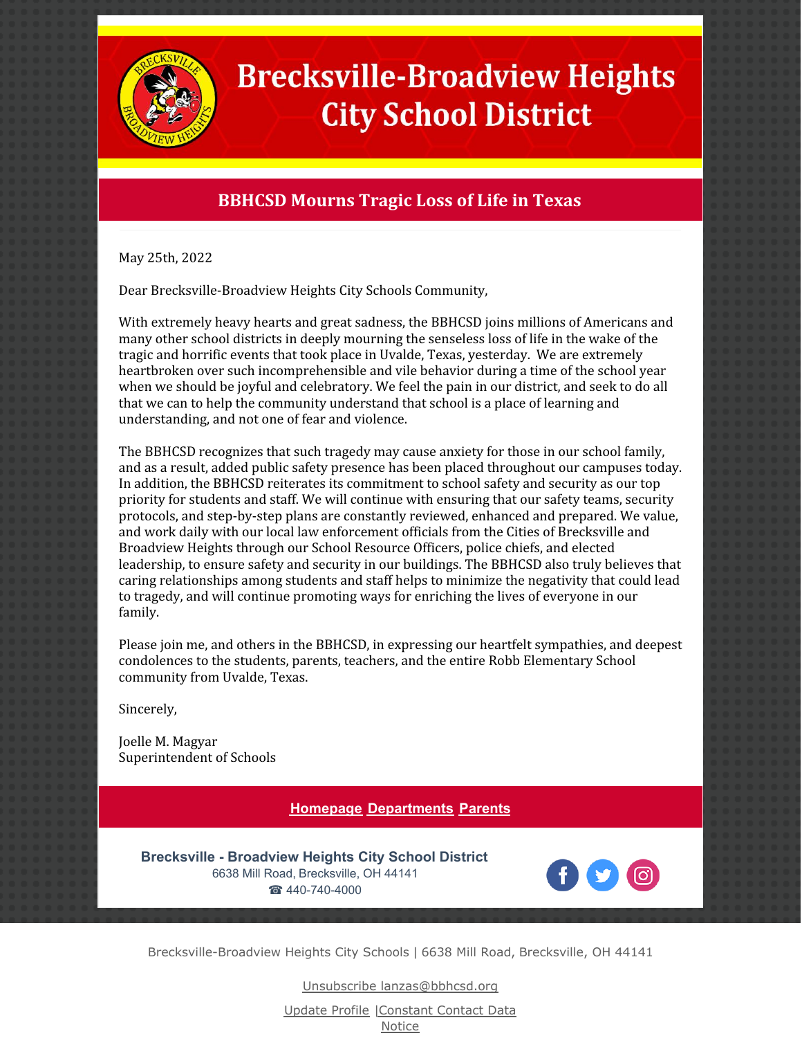# Brecksville-Broadview Heights City School District

## BBHCSD Mourns Tragic Loss of Life in Texas

May 25th, 2022

Dear Brecksville-Broadview Heights City Schools Community,

With extremely heavy hearts and great sadness, the BBHCSD joins millions of Americans and many other school districts in deeply mourning the senseless loss of life in the wake of the tragic and horrific events that took place in Uvalde, Texas, yesterday. We are extremely heartbroken over such incomprehensible and vile behavior during a time of the school year when we should be joyful and celebratory. We feel the pain in our district, and seek to do all that we can to help the community understand that school is a place of learning and understanding, and not one of fear and violence.

The BBHCSD recognizes that such tragedy may cause anxiety for those in our school family, and as a result, added public safety presence has been placed throughout our campuses today. In addition, the BBHCSD reiterates its commitment to school safety and security as our top priority for students and staff. We will continue with ensuring that our safety teams, security protocols, and step-by-step plans are constantly reviewed, enhanced and prepared. We value, and work daily with our local law enforcement officials from the Cities of Brecksville and Broadview Heights through our School Resource Officers, police chiefs, and elected leadership, to ensure safety and security in our buildings. The BBHCSD also truly believes that caring relationships among students and staff helps to minimize the negativity that could lead to tragedy, and will continue promoting ways for enriching the lives of everyone in our family.

Please join me, and others in the BBHCSD, in expressing our heartfelt sympathies, and deepest condolences to the students, parents, teachers, and the entire Robb Elementary School community from Uvalde, Texas.

Sincerely,

Joelle M. Magyar
Superintendent of Schools

Homepage Departments Parents

**Brecksville - Broadview Heights City School District**
6638 Mill Road, Brecksville, OH 44141
☎ 440-740-4000

Brecksville-Broadview Heights City Schools | 6638 Mill Road, Brecksville, OH 44141

Unsubscribe lanzas@bbhcsd.org

Update Profile | Constant Contact Data Notice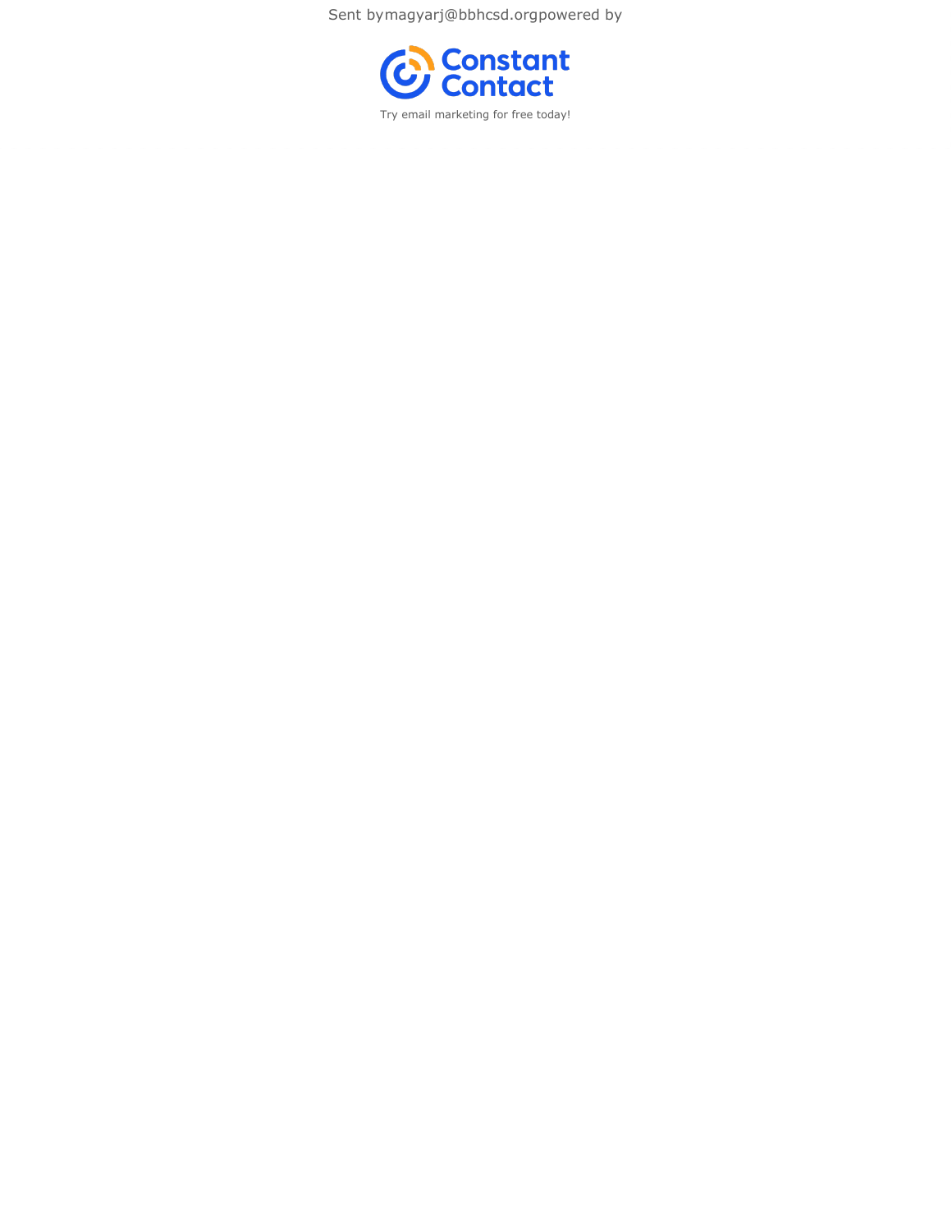Sent bymagyarj@bbhcsd.orgpowered by

Constant Contact

Try email marketing for free today!